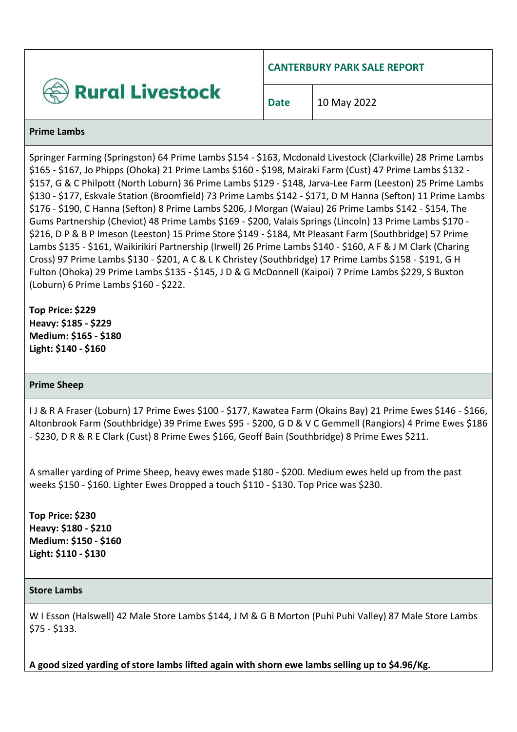# Rural Livestock

## CANTERBURY PARK SALE REPORT

**Date** 10 May 2022

### Prime Lambs

Springer Farming (Springston) 64 Prime Lambs $154 - $163, Mcdonald Livestock (Clarkville) 28 Prime Lambs $165 - $167, Jo Phipps (Ohoka) 21 Prime Lambs $160 - $198, Mairaki Farm (Cust) 47 Prime Lambs $132 - $157, G & C Philpott (North Loburn) 36 Prime Lambs $129 - $148, Jarva-Lee Farm (Leeston) 25 Prime Lambs $130 - $177, Eskvale Station (Broomfield) 73 Prime Lambs $142 - $171, D M Hanna (Sefton) 11 Prime Lambs $176 - $190, C Hanna (Sefton) 8 Prime Lambs $206, J Morgan (Waiau) 26 Prime Lambs $142 - $154, The Gums Partnership (Cheviot) 48 Prime Lambs $169 - $200, Valais Springs (Lincoln) 13 Prime Lambs $170 - $216, D P & B P Imeson (Leeston) 15 Prime Store $149 - $184, Mt Pleasant Farm (Southbridge) 57 Prime Lambs $135 - $161, Waikirikiri Partnership (Irwell) 26 Prime Lambs $140 - $160, A F & J M Clark (Charing Cross) 97 Prime Lambs $130 - $201, A C & L K Christey (Southbridge) 17 Prime Lambs $158 - $191, G H Fulton (Ohoka) 29 Prime Lambs $135 - $145, J D & G McDonnell (Kaipoi) 7 Prime Lambs $229, S Buxton (Loburn) 6 Prime Lambs $160 - $222.

**Top Price: $229**
**Heavy: $185 - $229**
**Medium: $165 - $180**
**Light: $140 - $160**

### Prime Sheep

I J & R A Fraser (Loburn) 17 Prime Ewes $100 - $177, Kawatea Farm (Okains Bay) 21 Prime Ewes $146 - $166, Altonbrook Farm (Southbridge) 39 Prime Ewes $95 - $200, G D & V C Gemmell (Rangiors) 4 Prime Ewes $186 - $230, D R & R E Clark (Cust) 8 Prime Ewes $166, Geoff Bain (Southbridge) 8 Prime Ewes $211.

A smaller yarding of Prime Sheep, heavy ewes made $180 - $200. Medium ewes held up from the past weeks $150 - $160. Lighter Ewes Dropped a touch $110 - $130. Top Price was $230.

**Top Price: $230**
**Heavy: $180 - $210**
**Medium: $150 - $160**
**Light: $110 - $130**

### Store Lambs

W I Esson (Halswell) 42 Male Store Lambs $144, J M & G B Morton (Puhi Puhi Valley) 87 Male Store Lambs $75 - $133.

**A good sized yarding of store lambs lifted again with shorn ewe lambs selling up to $4.96/Kg.**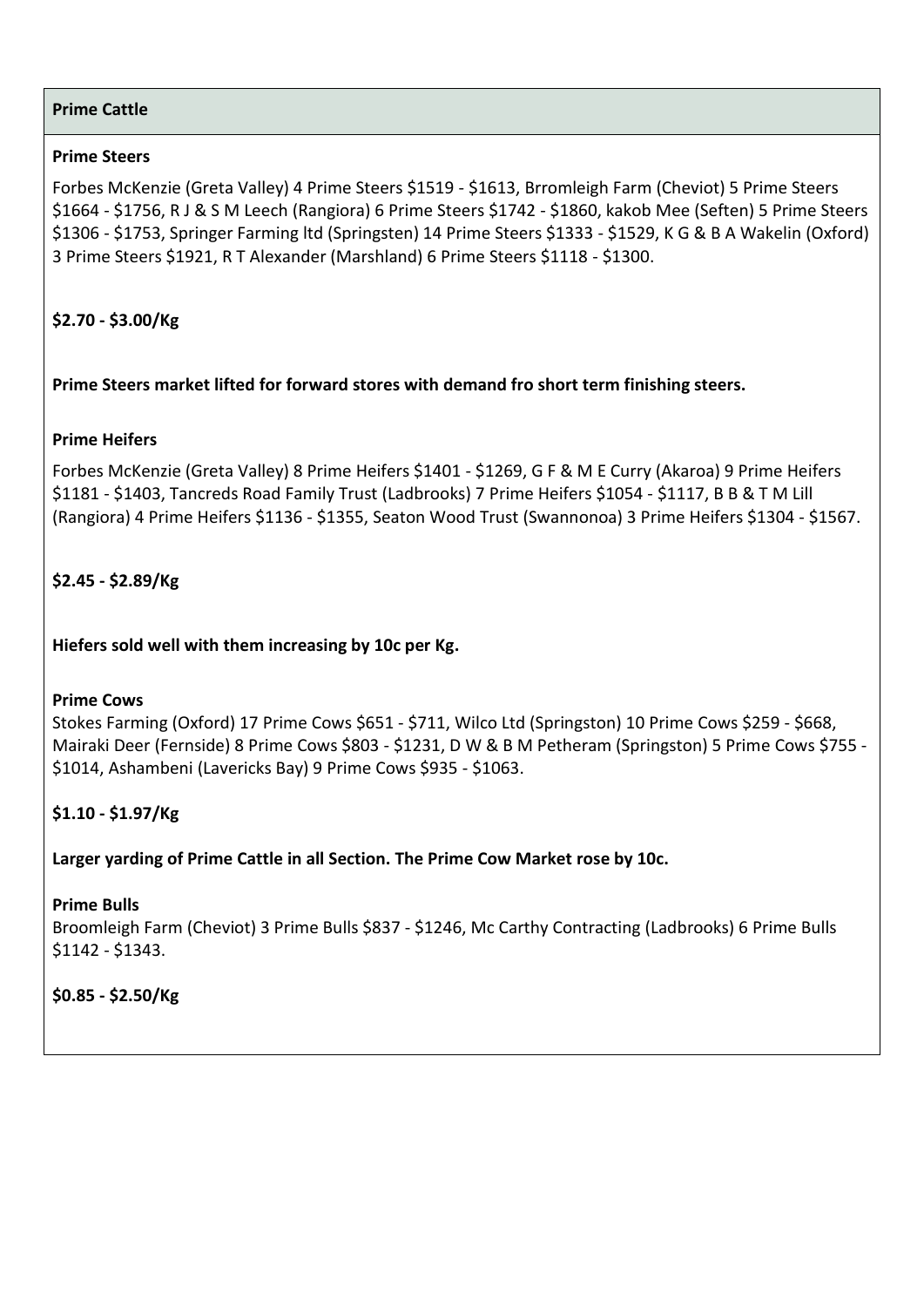## Prime Cattle

### Prime Steers

Forbes McKenzie (Greta Valley) 4 Prime Steers $1519 - $1613, Brromleigh Farm (Cheviot) 5 Prime Steers $1664 - $1756, R J & S M Leech (Rangiora) 6 Prime Steers $1742 - $1860, kakob Mee (Seften) 5 Prime Steers $1306 - $1753, Springer Farming ltd (Springsten) 14 Prime Steers $1333 - $1529, K G & B A Wakelin (Oxford) 3 Prime Steers $1921, R T Alexander (Marshland) 6 Prime Steers $1118 - $1300.

**$2.70 - $3.00/Kg**

**Prime Steers market lifted for forward stores with demand fro short term finishing steers.**

### Prime Heifers

Forbes McKenzie (Greta Valley) 8 Prime Heifers $1401 - $1269, G F & M E Curry (Akaroa) 9 Prime Heifers $1181 - $1403, Tancreds Road Family Trust (Ladbrooks) 7 Prime Heifers $1054 - $1117, B B & T M Lill (Rangiora) 4 Prime Heifers $1136 - $1355, Seaton Wood Trust (Swannonoa) 3 Prime Heifers $1304 - $1567.

**$2.45 - $2.89/Kg**

**Hiefers sold well with them increasing by 10c per Kg.**

### Prime Cows

Stokes Farming (Oxford) 17 Prime Cows $651 - $711, Wilco Ltd (Springston) 10 Prime Cows $259 - $668, Mairaki Deer (Fernside) 8 Prime Cows $803 - $1231, D W & B M Petheram (Springston) 5 Prime Cows $755 - $1014, Ashambeni (Lavericks Bay) 9 Prime Cows $935 - $1063.

**$1.10 - $1.97/Kg**

**Larger yarding of Prime Cattle in all Section. The Prime Cow Market rose by 10c.**

### Prime Bulls

Broomleigh Farm (Cheviot) 3 Prime Bulls $837 - $1246, Mc Carthy Contracting (Ladbrooks) 6 Prime Bulls $1142 - $1343.

**$0.85 - $2.50/Kg**